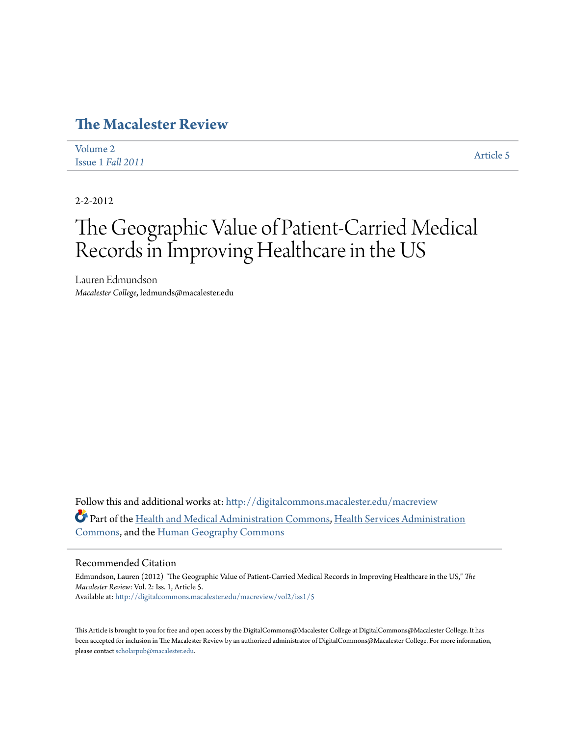# The Macalester Review

Volume 2
Issue 1 *Fall 2011*

Article 5

2-2-2012

# The Geographic Value of Patient-Carried Medical Records in Improving Healthcare in the US

Lauren Edmundson
*Macalester College*, ledmunds@macalester.edu

Follow this and additional works at: http://digitalcommons.macalester.edu/macreview

Part of the Health and Medical Administration Commons, Health Services Administration Commons, and the Human Geography Commons

## Recommended Citation

Edmundson, Lauren (2012) "The Geographic Value of Patient-Carried Medical Records in Improving Healthcare in the US," *The Macalester Review*: Vol. 2: Iss. 1, Article 5.
Available at: http://digitalcommons.macalester.edu/macreview/vol2/iss1/5

This Article is brought to you for free and open access by the DigitalCommons@Macalester College at DigitalCommons@Macalester College. It has been accepted for inclusion in The Macalester Review by an authorized administrator of DigitalCommons@Macalester College. For more information, please contact scholarpub@macalester.edu.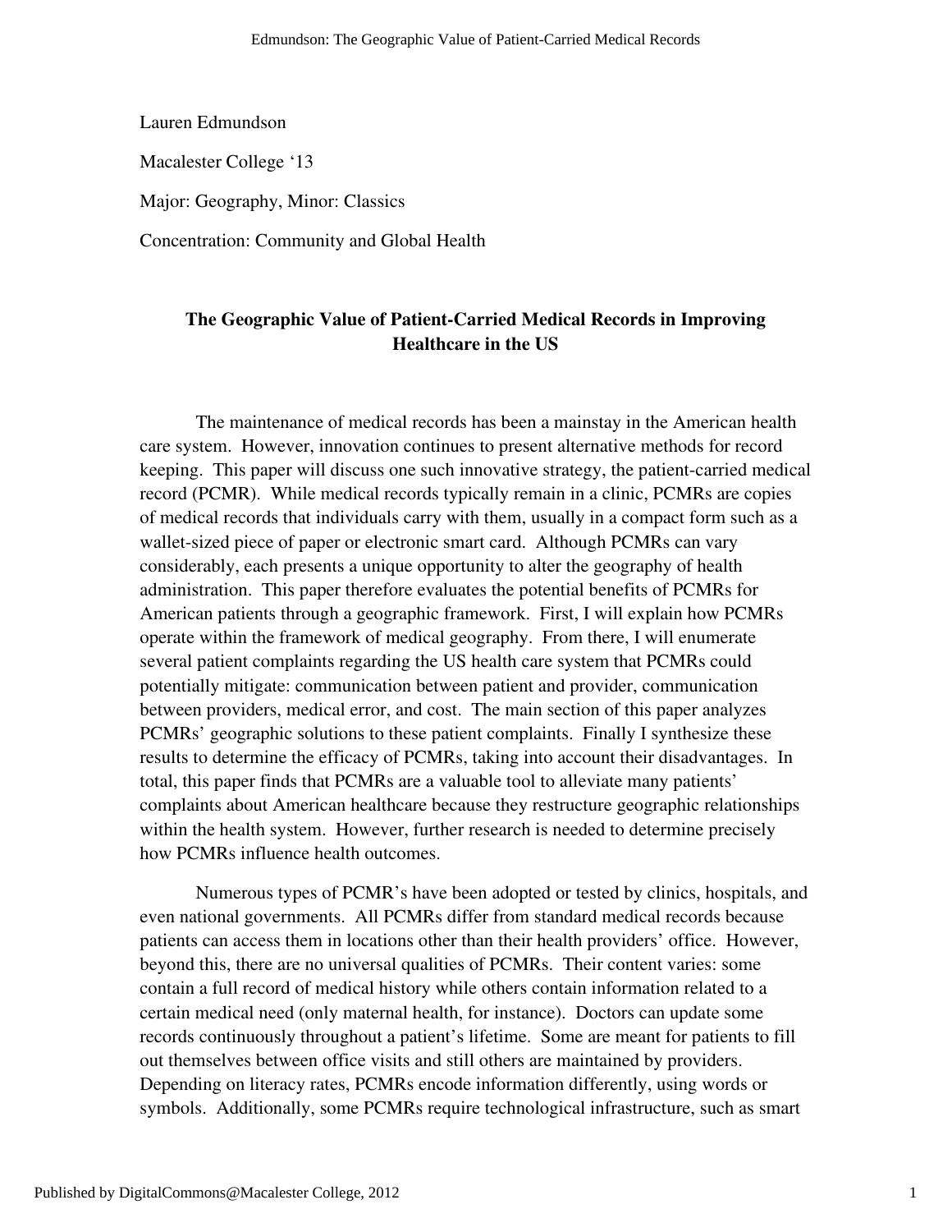Lauren Edmundson

Macalester College '13

Major: Geography, Minor: Classics

Concentration: Community and Global Health

## The Geographic Value of Patient-Carried Medical Records in Improving Healthcare in the US

The maintenance of medical records has been a mainstay in the American health care system. However, innovation continues to present alternative methods for record keeping. This paper will discuss one such innovative strategy, the patient-carried medical record (PCMR). While medical records typically remain in a clinic, PCMRs are copies of medical records that individuals carry with them, usually in a compact form such as a wallet-sized piece of paper or electronic smart card. Although PCMRs can vary considerably, each presents a unique opportunity to alter the geography of health administration. This paper therefore evaluates the potential benefits of PCMRs for American patients through a geographic framework. First, I will explain how PCMRs operate within the framework of medical geography. From there, I will enumerate several patient complaints regarding the US health care system that PCMRs could potentially mitigate: communication between patient and provider, communication between providers, medical error, and cost. The main section of this paper analyzes PCMRs' geographic solutions to these patient complaints. Finally I synthesize these results to determine the efficacy of PCMRs, taking into account their disadvantages. In total, this paper finds that PCMRs are a valuable tool to alleviate many patients' complaints about American healthcare because they restructure geographic relationships within the health system. However, further research is needed to determine precisely how PCMRs influence health outcomes.

Numerous types of PCMR's have been adopted or tested by clinics, hospitals, and even national governments. All PCMRs differ from standard medical records because patients can access them in locations other than their health providers' office. However, beyond this, there are no universal qualities of PCMRs. Their content varies: some contain a full record of medical history while others contain information related to a certain medical need (only maternal health, for instance). Doctors can update some records continuously throughout a patient's lifetime. Some are meant for patients to fill out themselves between office visits and still others are maintained by providers. Depending on literacy rates, PCMRs encode information differently, using words or symbols. Additionally, some PCMRs require technological infrastructure, such as smart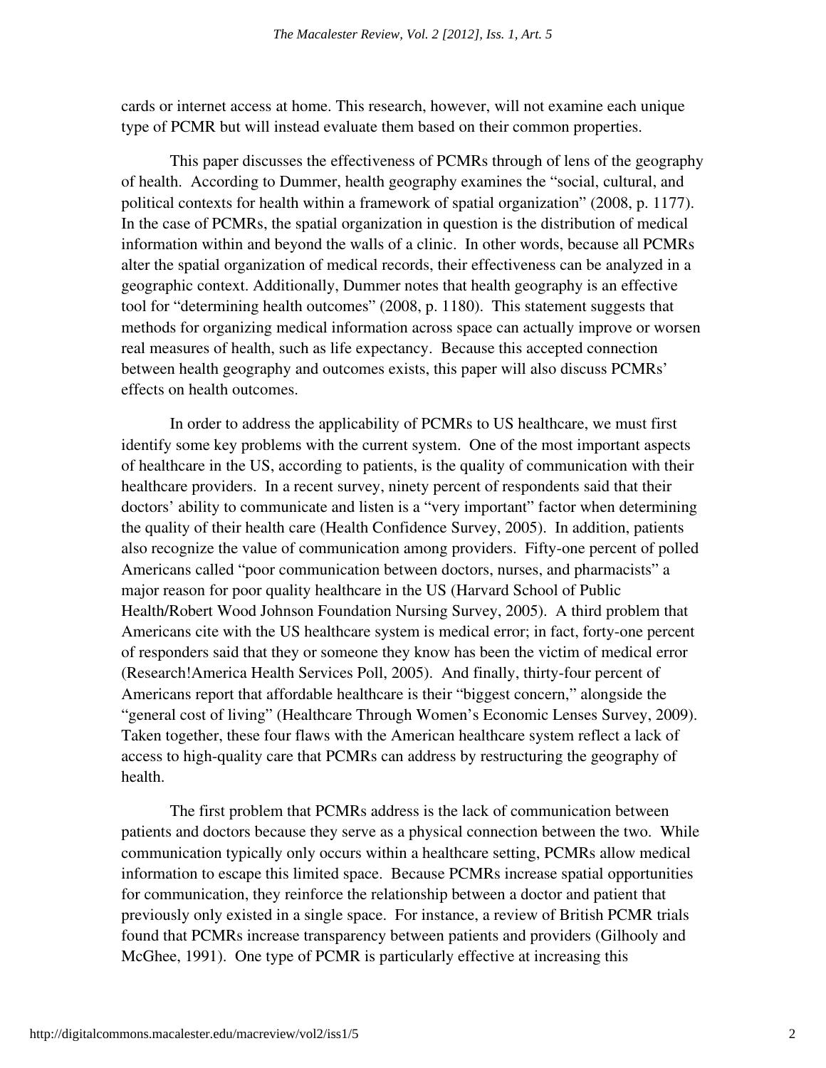cards or internet access at home. This research, however, will not examine each unique type of PCMR but will instead evaluate them based on their common properties.

This paper discusses the effectiveness of PCMRs through of lens of the geography of health. According to Dummer, health geography examines the "social, cultural, and political contexts for health within a framework of spatial organization" (2008, p. 1177). In the case of PCMRs, the spatial organization in question is the distribution of medical information within and beyond the walls of a clinic. In other words, because all PCMRs alter the spatial organization of medical records, their effectiveness can be analyzed in a geographic context. Additionally, Dummer notes that health geography is an effective tool for "determining health outcomes" (2008, p. 1180). This statement suggests that methods for organizing medical information across space can actually improve or worsen real measures of health, such as life expectancy. Because this accepted connection between health geography and outcomes exists, this paper will also discuss PCMRs' effects on health outcomes.

In order to address the applicability of PCMRs to US healthcare, we must first identify some key problems with the current system. One of the most important aspects of healthcare in the US, according to patients, is the quality of communication with their healthcare providers. In a recent survey, ninety percent of respondents said that their doctors' ability to communicate and listen is a "very important" factor when determining the quality of their health care (Health Confidence Survey, 2005). In addition, patients also recognize the value of communication among providers. Fifty-one percent of polled Americans called "poor communication between doctors, nurses, and pharmacists" a major reason for poor quality healthcare in the US (Harvard School of Public Health/Robert Wood Johnson Foundation Nursing Survey, 2005). A third problem that Americans cite with the US healthcare system is medical error; in fact, forty-one percent of responders said that they or someone they know has been the victim of medical error (Research!America Health Services Poll, 2005). And finally, thirty-four percent of Americans report that affordable healthcare is their "biggest concern," alongside the "general cost of living" (Healthcare Through Women's Economic Lenses Survey, 2009). Taken together, these four flaws with the American healthcare system reflect a lack of access to high-quality care that PCMRs can address by restructuring the geography of health.

The first problem that PCMRs address is the lack of communication between patients and doctors because they serve as a physical connection between the two. While communication typically only occurs within a healthcare setting, PCMRs allow medical information to escape this limited space. Because PCMRs increase spatial opportunities for communication, they reinforce the relationship between a doctor and patient that previously only existed in a single space. For instance, a review of British PCMR trials found that PCMRs increase transparency between patients and providers (Gilhooly and McGhee, 1991). One type of PCMR is particularly effective at increasing this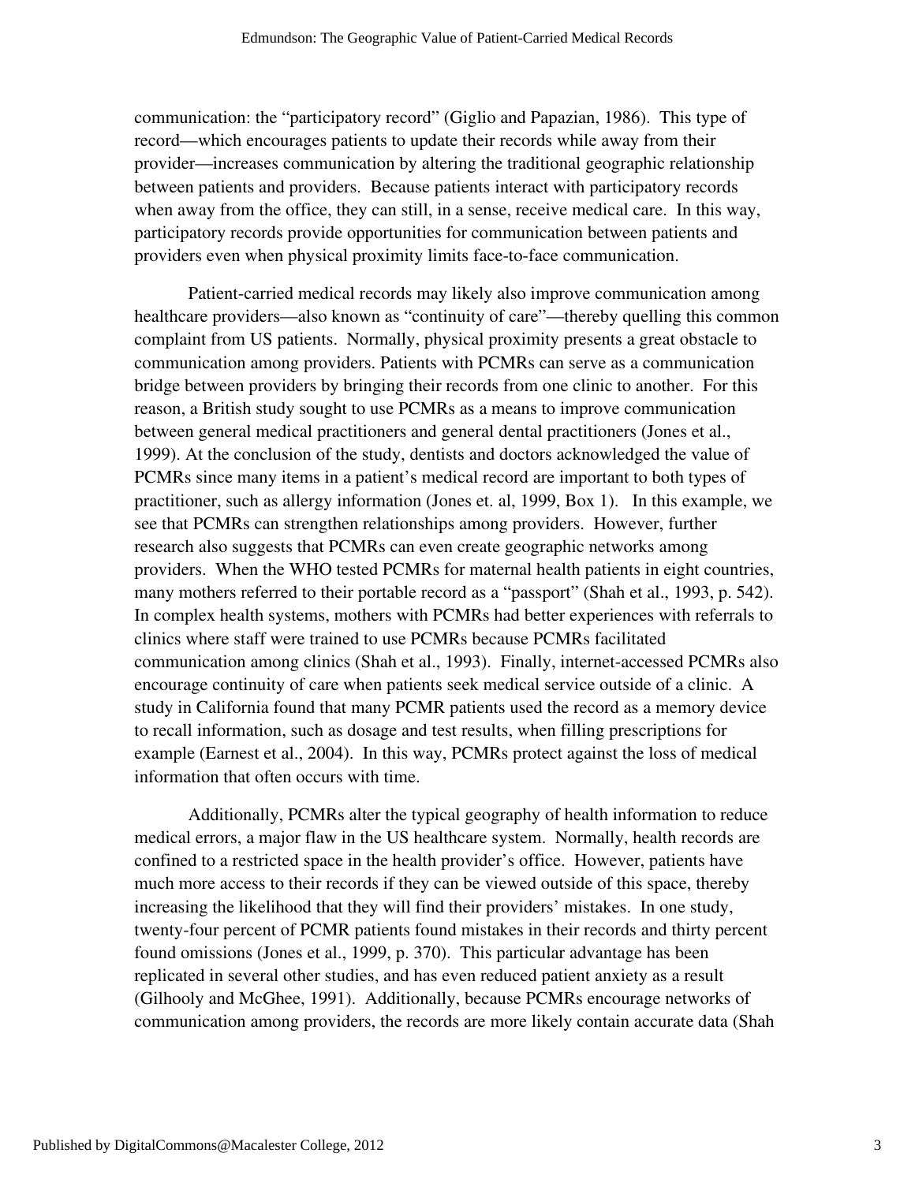communication: the "participatory record" (Giglio and Papazian, 1986). This type of record—which encourages patients to update their records while away from their provider—increases communication by altering the traditional geographic relationship between patients and providers. Because patients interact with participatory records when away from the office, they can still, in a sense, receive medical care. In this way, participatory records provide opportunities for communication between patients and providers even when physical proximity limits face-to-face communication.

Patient-carried medical records may likely also improve communication among healthcare providers—also known as "continuity of care"—thereby quelling this common complaint from US patients. Normally, physical proximity presents a great obstacle to communication among providers. Patients with PCMRs can serve as a communication bridge between providers by bringing their records from one clinic to another. For this reason, a British study sought to use PCMRs as a means to improve communication between general medical practitioners and general dental practitioners (Jones et al., 1999). At the conclusion of the study, dentists and doctors acknowledged the value of PCMRs since many items in a patient's medical record are important to both types of practitioner, such as allergy information (Jones et. al, 1999, Box 1). In this example, we see that PCMRs can strengthen relationships among providers. However, further research also suggests that PCMRs can even create geographic networks among providers. When the WHO tested PCMRs for maternal health patients in eight countries, many mothers referred to their portable record as a "passport" (Shah et al., 1993, p. 542). In complex health systems, mothers with PCMRs had better experiences with referrals to clinics where staff were trained to use PCMRs because PCMRs facilitated communication among clinics (Shah et al., 1993). Finally, internet-accessed PCMRs also encourage continuity of care when patients seek medical service outside of a clinic. A study in California found that many PCMR patients used the record as a memory device to recall information, such as dosage and test results, when filling prescriptions for example (Earnest et al., 2004). In this way, PCMRs protect against the loss of medical information that often occurs with time.

Additionally, PCMRs alter the typical geography of health information to reduce medical errors, a major flaw in the US healthcare system. Normally, health records are confined to a restricted space in the health provider's office. However, patients have much more access to their records if they can be viewed outside of this space, thereby increasing the likelihood that they will find their providers' mistakes. In one study, twenty-four percent of PCMR patients found mistakes in their records and thirty percent found omissions (Jones et al., 1999, p. 370). This particular advantage has been replicated in several other studies, and has even reduced patient anxiety as a result (Gilhooly and McGhee, 1991). Additionally, because PCMRs encourage networks of communication among providers, the records are more likely contain accurate data (Shah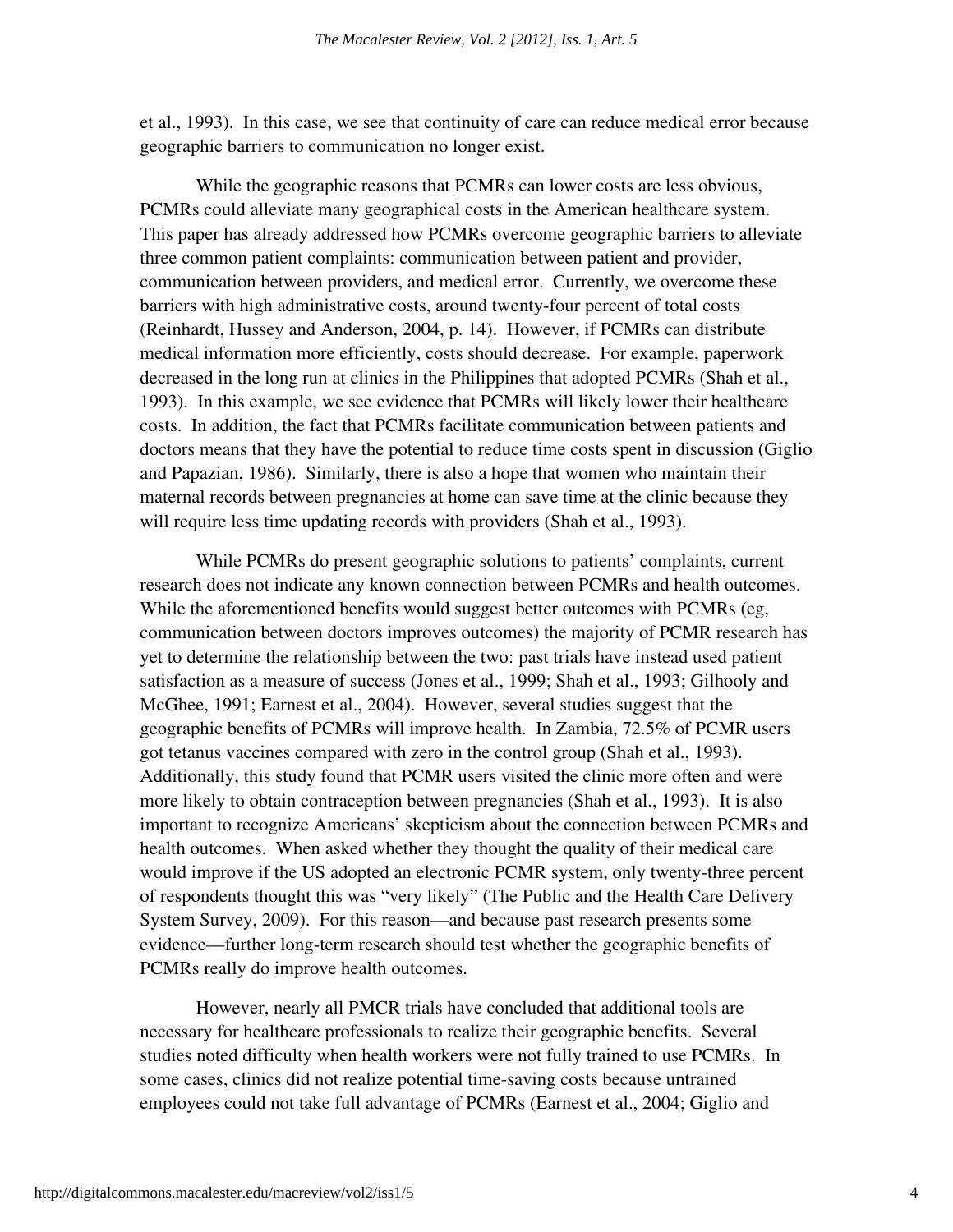et al., 1993). In this case, we see that continuity of care can reduce medical error because geographic barriers to communication no longer exist.

While the geographic reasons that PCMRs can lower costs are less obvious, PCMRs could alleviate many geographical costs in the American healthcare system. This paper has already addressed how PCMRs overcome geographic barriers to alleviate three common patient complaints: communication between patient and provider, communication between providers, and medical error. Currently, we overcome these barriers with high administrative costs, around twenty-four percent of total costs (Reinhardt, Hussey and Anderson, 2004, p. 14). However, if PCMRs can distribute medical information more efficiently, costs should decrease. For example, paperwork decreased in the long run at clinics in the Philippines that adopted PCMRs (Shah et al., 1993). In this example, we see evidence that PCMRs will likely lower their healthcare costs. In addition, the fact that PCMRs facilitate communication between patients and doctors means that they have the potential to reduce time costs spent in discussion (Giglio and Papazian, 1986). Similarly, there is also a hope that women who maintain their maternal records between pregnancies at home can save time at the clinic because they will require less time updating records with providers (Shah et al., 1993).

While PCMRs do present geographic solutions to patients' complaints, current research does not indicate any known connection between PCMRs and health outcomes. While the aforementioned benefits would suggest better outcomes with PCMRs (eg, communication between doctors improves outcomes) the majority of PCMR research has yet to determine the relationship between the two: past trials have instead used patient satisfaction as a measure of success (Jones et al., 1999; Shah et al., 1993; Gilhooly and McGhee, 1991; Earnest et al., 2004). However, several studies suggest that the geographic benefits of PCMRs will improve health. In Zambia, 72.5% of PCMR users got tetanus vaccines compared with zero in the control group (Shah et al., 1993). Additionally, this study found that PCMR users visited the clinic more often and were more likely to obtain contraception between pregnancies (Shah et al., 1993). It is also important to recognize Americans' skepticism about the connection between PCMRs and health outcomes. When asked whether they thought the quality of their medical care would improve if the US adopted an electronic PCMR system, only twenty-three percent of respondents thought this was "very likely" (The Public and the Health Care Delivery System Survey, 2009). For this reason—and because past research presents some evidence—further long-term research should test whether the geographic benefits of PCMRs really do improve health outcomes.

However, nearly all PMCR trials have concluded that additional tools are necessary for healthcare professionals to realize their geographic benefits. Several studies noted difficulty when health workers were not fully trained to use PCMRs. In some cases, clinics did not realize potential time-saving costs because untrained employees could not take full advantage of PCMRs (Earnest et al., 2004; Giglio and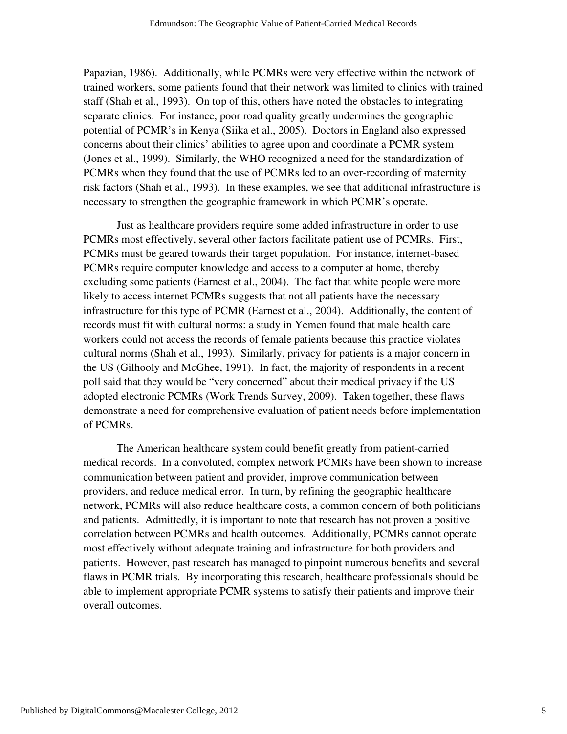Papazian, 1986). Additionally, while PCMRs were very effective within the network of trained workers, some patients found that their network was limited to clinics with trained staff (Shah et al., 1993). On top of this, others have noted the obstacles to integrating separate clinics. For instance, poor road quality greatly undermines the geographic potential of PCMR's in Kenya (Siika et al., 2005). Doctors in England also expressed concerns about their clinics' abilities to agree upon and coordinate a PCMR system (Jones et al., 1999). Similarly, the WHO recognized a need for the standardization of PCMRs when they found that the use of PCMRs led to an over-recording of maternity risk factors (Shah et al., 1993). In these examples, we see that additional infrastructure is necessary to strengthen the geographic framework in which PCMR's operate.

Just as healthcare providers require some added infrastructure in order to use PCMRs most effectively, several other factors facilitate patient use of PCMRs. First, PCMRs must be geared towards their target population. For instance, internet-based PCMRs require computer knowledge and access to a computer at home, thereby excluding some patients (Earnest et al., 2004). The fact that white people were more likely to access internet PCMRs suggests that not all patients have the necessary infrastructure for this type of PCMR (Earnest et al., 2004). Additionally, the content of records must fit with cultural norms: a study in Yemen found that male health care workers could not access the records of female patients because this practice violates cultural norms (Shah et al., 1993). Similarly, privacy for patients is a major concern in the US (Gilhooly and McGhee, 1991). In fact, the majority of respondents in a recent poll said that they would be "very concerned" about their medical privacy if the US adopted electronic PCMRs (Work Trends Survey, 2009). Taken together, these flaws demonstrate a need for comprehensive evaluation of patient needs before implementation of PCMRs.

The American healthcare system could benefit greatly from patient-carried medical records. In a convoluted, complex network PCMRs have been shown to increase communication between patient and provider, improve communication between providers, and reduce medical error. In turn, by refining the geographic healthcare network, PCMRs will also reduce healthcare costs, a common concern of both politicians and patients. Admittedly, it is important to note that research has not proven a positive correlation between PCMRs and health outcomes. Additionally, PCMRs cannot operate most effectively without adequate training and infrastructure for both providers and patients. However, past research has managed to pinpoint numerous benefits and several flaws in PCMR trials. By incorporating this research, healthcare professionals should be able to implement appropriate PCMR systems to satisfy their patients and improve their overall outcomes.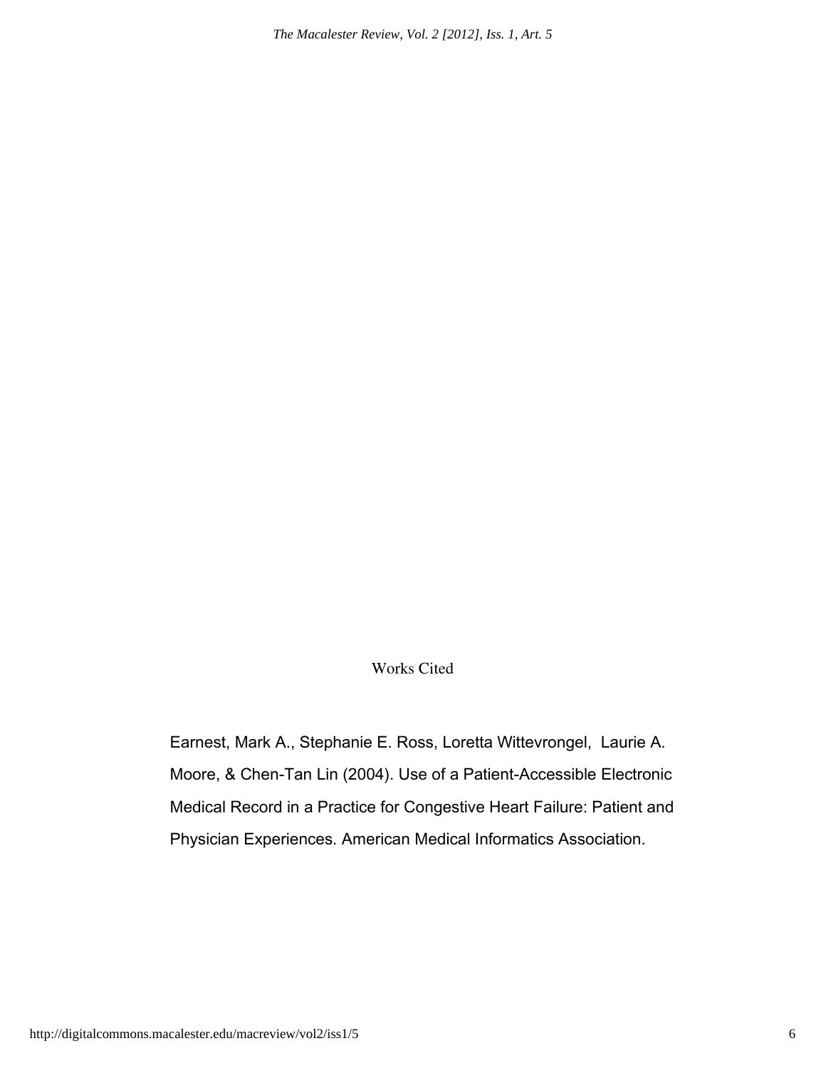## Works Cited

Earnest, Mark A., Stephanie E. Ross, Loretta Wittevrongel, Laurie A. Moore, & Chen-Tan Lin (2004). Use of a Patient-Accessible Electronic Medical Record in a Practice for Congestive Heart Failure: Patient and Physician Experiences. American Medical Informatics Association.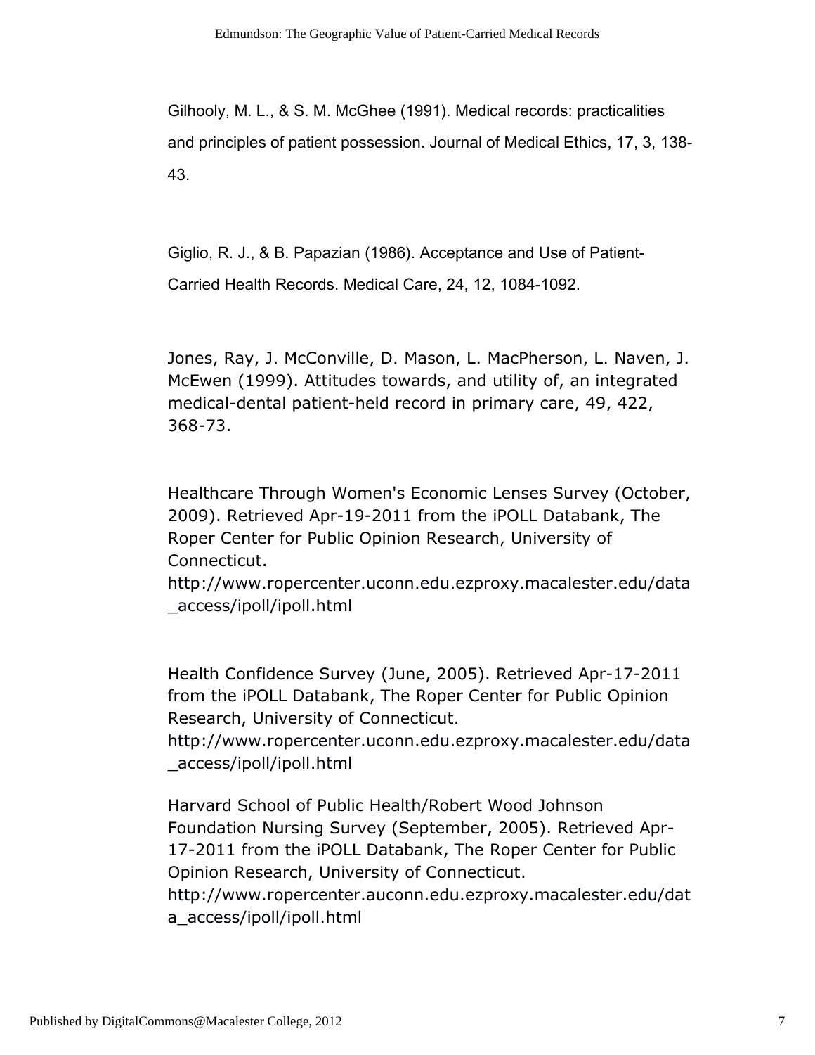Gilhooly, M. L., & S. M. McGhee (1991). Medical records: practicalities and principles of patient possession. Journal of Medical Ethics, 17, 3, 138-43.

Giglio, R. J., & B. Papazian (1986). Acceptance and Use of Patient-Carried Health Records. Medical Care, 24, 12, 1084-1092.

Jones, Ray, J. McConville, D. Mason, L. MacPherson, L. Naven, J. McEwen (1999). Attitudes towards, and utility of, an integrated medical-dental patient-held record in primary care, 49, 422, 368-73.

Healthcare Through Women's Economic Lenses Survey (October, 2009). Retrieved Apr-19-2011 from the iPOLL Databank, The Roper Center for Public Opinion Research, University of Connecticut. http://www.ropercenter.uconn.edu.ezproxy.macalester.edu/data_access/ipoll/ipoll.html

Health Confidence Survey (June, 2005). Retrieved Apr-17-2011 from the iPOLL Databank, The Roper Center for Public Opinion Research, University of Connecticut. http://www.ropercenter.uconn.edu.ezproxy.macalester.edu/data_access/ipoll/ipoll.html

Harvard School of Public Health/Robert Wood Johnson Foundation Nursing Survey (September, 2005). Retrieved Apr-17-2011 from the iPOLL Databank, The Roper Center for Public Opinion Research, University of Connecticut. http://www.ropercenter.auconn.edu.ezproxy.macalester.edu/data_access/ipoll/ipoll.html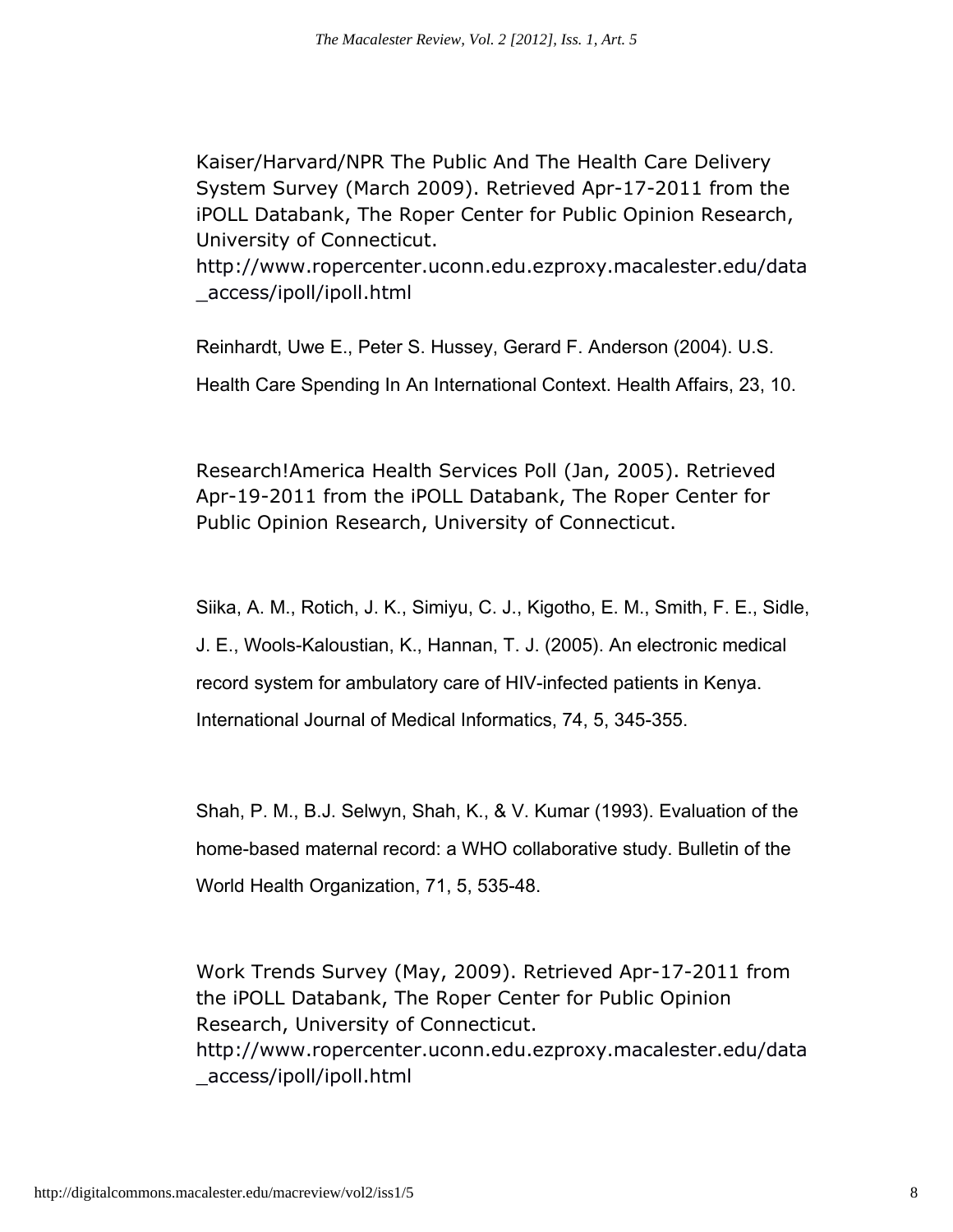Kaiser/Harvard/NPR The Public And The Health Care Delivery System Survey (March 2009). Retrieved Apr-17-2011 from the iPOLL Databank, The Roper Center for Public Opinion Research, University of Connecticut. http://www.ropercenter.uconn.edu.ezproxy.macalester.edu/data_access/ipoll/ipoll.html

Reinhardt, Uwe E., Peter S. Hussey, Gerard F. Anderson (2004). U.S. Health Care Spending In An International Context. Health Affairs, 23, 10.

Research!America Health Services Poll (Jan, 2005). Retrieved Apr-19-2011 from the iPOLL Databank, The Roper Center for Public Opinion Research, University of Connecticut.

Siika, A. M., Rotich, J. K., Simiyu, C. J., Kigotho, E. M., Smith, F. E., Sidle, J. E., Wools-Kaloustian, K., Hannan, T. J. (2005). An electronic medical record system for ambulatory care of HIV-infected patients in Kenya. International Journal of Medical Informatics, 74, 5, 345-355.

Shah, P. M., B.J. Selwyn, Shah, K., & V. Kumar (1993). Evaluation of the home-based maternal record: a WHO collaborative study. Bulletin of the World Health Organization, 71, 5, 535-48.

Work Trends Survey (May, 2009). Retrieved Apr-17-2011 from the iPOLL Databank, The Roper Center for Public Opinion Research, University of Connecticut. http://www.ropercenter.uconn.edu.ezproxy.macalester.edu/data_access/ipoll/ipoll.html